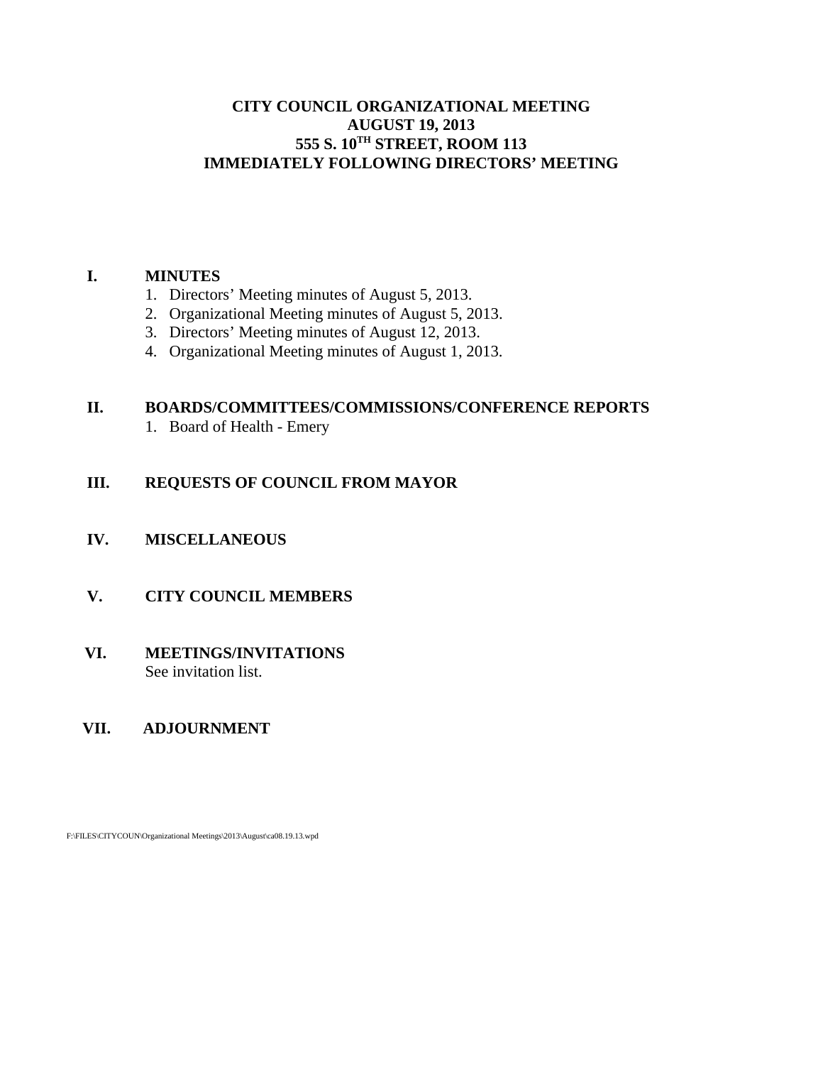# CITY COUNCIL ORGANIZATIONAL MEETING
## AUGUST 19, 2013
## 555 S. 10$^{TH}$ STREET, ROOM 113
## IMMEDIATELY FOLLOWING DIRECTORS' MEETING

**I. MINUTES**

1. Directors' Meeting minutes of August 5, 2013.
2. Organizational Meeting minutes of August 5, 2013.
3. Directors' Meeting minutes of August 12, 2013.
4. Organizational Meeting minutes of August 1, 2013.

**II. BOARDS/COMMITTEES/COMMISSIONS/CONFERENCE REPORTS**

1. Board of Health - Emery

**III. REQUESTS OF COUNCIL FROM MAYOR**

**IV. MISCELLANEOUS**

**V. CITY COUNCIL MEMBERS**

**VI. MEETINGS/INVITATIONS**

See invitation list.

**VII. ADJOURNMENT**

F:\FILES\CITYCOUN\Organizational Meetings\2013\August\ca08.19.13.wpd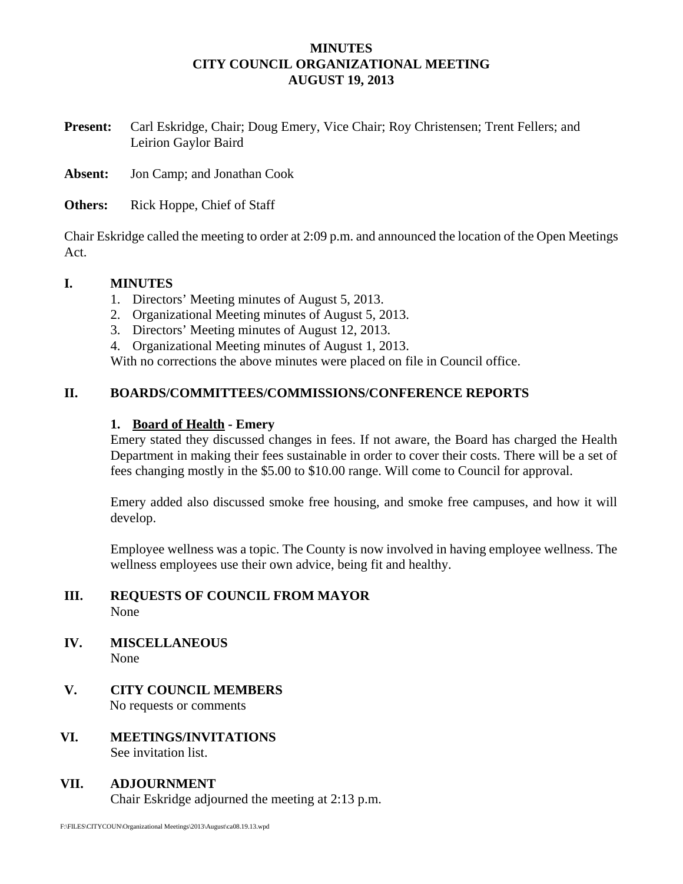# MINUTES
# CITY COUNCIL ORGANIZATIONAL MEETING
# AUGUST 19, 2013

**Present:** Carl Eskridge, Chair; Doug Emery, Vice Chair; Roy Christensen; Trent Fellers; and Leirion Gaylor Baird

**Absent:** Jon Camp; and Jonathan Cook

**Others:** Rick Hoppe, Chief of Staff

Chair Eskridge called the meeting to order at 2:09 p.m. and announced the location of the Open Meetings Act.

## I. MINUTES

1. Directors' Meeting minutes of August 5, 2013.
2. Organizational Meeting minutes of August 5, 2013.
3. Directors' Meeting minutes of August 12, 2013.
4. Organizational Meeting minutes of August 1, 2013.

With no corrections the above minutes were placed on file in Council office.

## II. BOARDS/COMMITTEES/COMMISSIONS/CONFERENCE REPORTS

### 1. Board of Health - Emery

Emery stated they discussed changes in fees. If not aware, the Board has charged the Health Department in making their fees sustainable in order to cover their costs. There will be a set of fees changing mostly in the $5.00 to $10.00 range. Will come to Council for approval.

Emery added also discussed smoke free housing, and smoke free campuses, and how it will develop.

Employee wellness was a topic. The County is now involved in having employee wellness. The wellness employees use their own advice, being fit and healthy.

## III. REQUESTS OF COUNCIL FROM MAYOR

None

## IV. MISCELLANEOUS

None

## V. CITY COUNCIL MEMBERS

No requests or comments

## VI. MEETINGS/INVITATIONS

See invitation list.

## VII. ADJOURNMENT

Chair Eskridge adjourned the meeting at 2:13 p.m.

F:\FILES\CITYCOUN\Organizational Meetings\2013\August\ca08.19.13.wpd